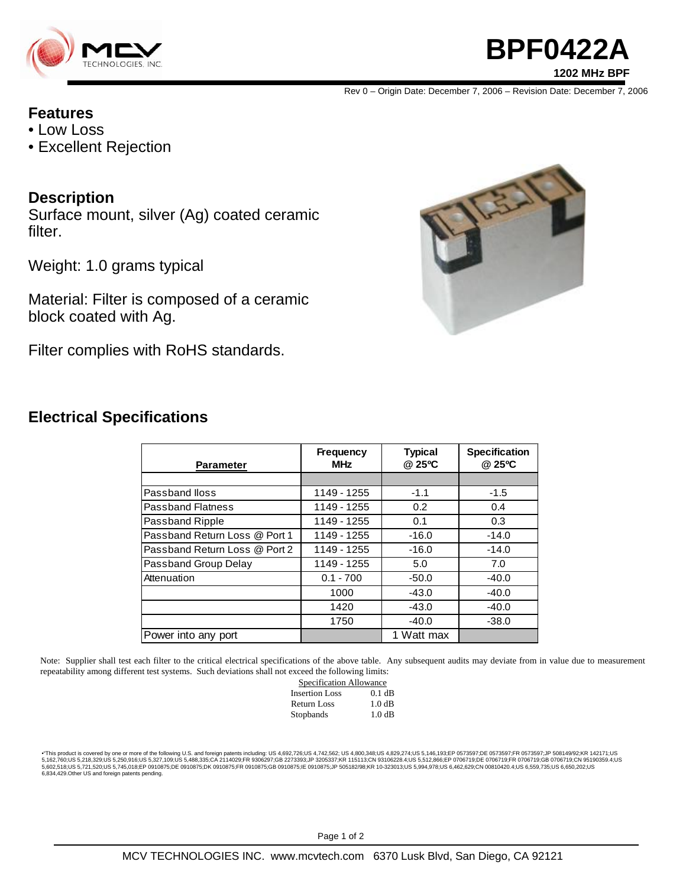# BPF0422A

**1202 MHz BPF**

Rev 0 – Origin Date: December 7, 2006 – Revision Date: December 7, 2006

## Features

- Low Loss
- Excellent Rejection

## Description

Surface mount, silver (Ag) coated ceramic filter.

Weight: 1.0 grams typical

Material: Filter is composed of a ceramic block coated with Ag.

Filter complies with RoHS standards.

## Electrical Specifications

| Parameter | Frequency MHz | Typical @ 25ºC | Specification @ 25ºC |
|---|---|---|---|
| | | | |
| Passband lloss | 1149 - 1255 | -1.1 | -1.5 |
| Passband Flatness | 1149 - 1255 | 0.2 | 0.4 |
| Passband Ripple | 1149 - 1255 | 0.1 | 0.3 |
| Passband Return Loss @ Port 1 | 1149 - 1255 | -16.0 | -14.0 |
| Passband Return Loss @ Port 2 | 1149 - 1255 | -16.0 | -14.0 |
| Passband Group Delay | 1149 - 1255 | 5.0 | 7.0 |
| Attenuation | 0.1 - 700 | -50.0 | -40.0 |
| | 1000 | -43.0 | -40.0 |
| | 1420 | -43.0 | -40.0 |
| | 1750 | -40.0 | -38.0 |
| Power into any port | | 1 Watt max | |

Note: Supplier shall test each filter to the critical electrical specifications of the above table. Any subsequent audits may deviate from in value due to measurement repeatability among different test systems. Such deviations shall not exceed the following limits:

| Specification Allowance | |
|---|---|
| Insertion Loss | 0.1 dB |
| Return Loss | 1.0 dB |
| Stopbands | 1.0 dB |

•This product is covered by one or more of the following U.S. and foreign patents including: US 4,692,726;US 4,742,562; US 4,800,348;US 4,829,274;US 5,146,193;EP 0573597;DE 0573597;FR 0573597;JP 508149/92;KR 142171;US 5,162,760;US 5,218,329;US 5,250,916;US 5,327,109;US 5,488,335;CA 2114029;FR 9306297;GB 2273393;JP 3205337;KR 115113;CN 93106228.4;US 5,512,866;EP 0706719;DE 0706719;FR 0706719;GB 0706719;CN 95190359.4;US 5,602,518;US 5,721,520;US 5,745,018;EP 0910875;DE 0910875;DK 0910875;FR 0910875;GB 0910875;IE 0910875;JP 505182/98;KR 10-323013;US 5,994,978;US 6,462,629;CN 00810420.4;US 6,559,735;US 6,650,202;US 6,834,429.Other US and foreign patents pending.

MCV TECHNOLOGIES INC. www.mcvtech.com 6370 Lusk Blvd, San Diego, CA 92121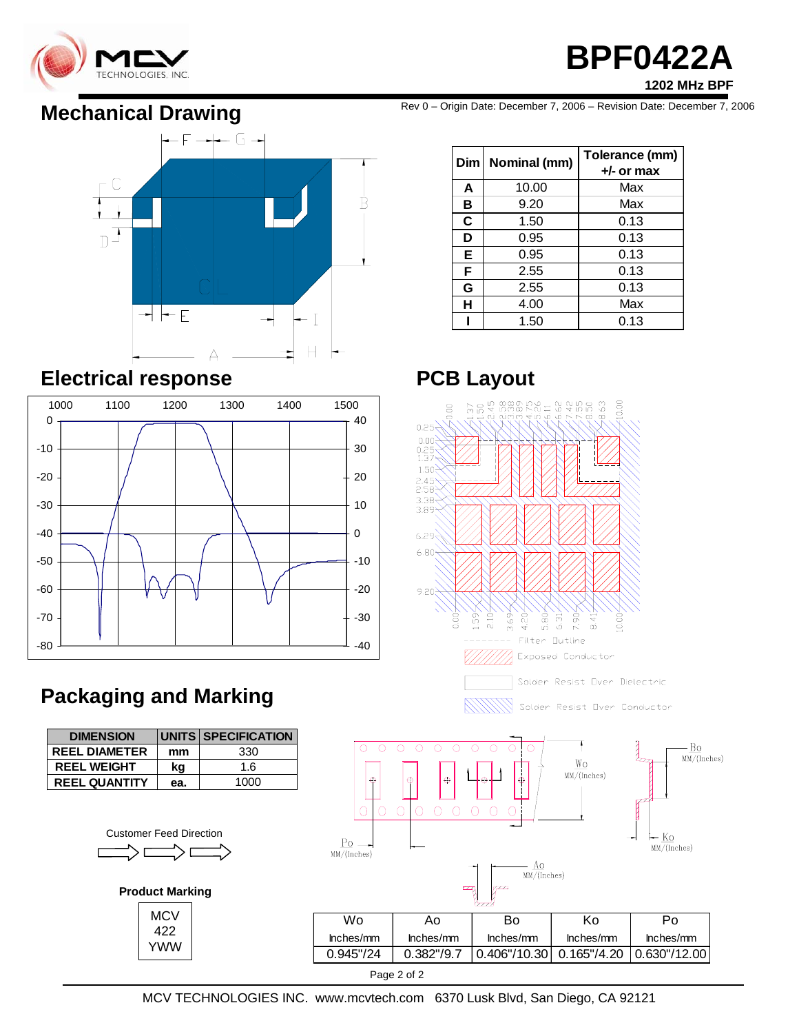# BPF0422A

**1202 MHz BPF**

Rev 0 – Origin Date: December 7, 2006 – Revision Date: December 7, 2006

## Mechanical Drawing

F G C B D E A H I

| Dim | Nominal (mm) | Tolerance (mm) +/- or max |
|---|---|---|
| A | 10.00 | Max |
| B | 9.20 | Max |
| C | 1.50 | 0.13 |
| D | 0.95 | 0.13 |
| E | 0.95 | 0.13 |
| F | 2.55 | 0.13 |
| G | 2.55 | 0.13 |
| H | 4.00 | Max |
| I | 1.50 | 0.13 |

## Electrical response

1000 1100 1200 1300 1400 1500

0 -10 -20 -30 -40 -50 -60 -70 -80

40 30 20 10 0 -10 -20 -30 -40

## PCB Layout

0.00 1.37 1.50 2.45 2.58 3.38 3.89 4.75 5.26 6.11 6.62 7.42 7.55 8.50 8.63 10.00

0.25 0.00 0.25 1.37 1.50 2.45 2.58 3.38 3.89 6.29 6.80 9.20

0.00 1.59 2.10 3.69 4.20 5.80 6.31 7.90 8.41 10.00

Filter Outline

Exposed Conductor

Solder Resist Over Dielectric

Solder Resist Over Conductor

## Packaging and Marking

| DIMENSION | UNITS | SPECIFICATION |
|---|---|---|
| REEL DIAMETER | mm | 330 |
| REEL WEIGHT | kg | 1.6 |
| REEL QUANTITY | ea. | 1000 |

Customer Feed Direction

**Product Marking**

MCV
422
YWW

Wo MM/(Inches)

Bo MM/(Inches)

Ko MM/(Inches)

Po MM/(Inches)

Ao MM/(Inches)

| Wo | Ao | Bo | Ko | Po |
|---|---|---|---|---|
| Inches/mm | Inches/mm | Inches/mm | Inches/mm | Inches/mm |
| 0.945"/24 | 0.382"/9.7 | 0.406"/10.30 | 0.165"/4.20 | 0.630"/12.00 |

MCV TECHNOLOGIES INC. www.mcvtech.com 6370 Lusk Blvd, San Diego, CA 92121